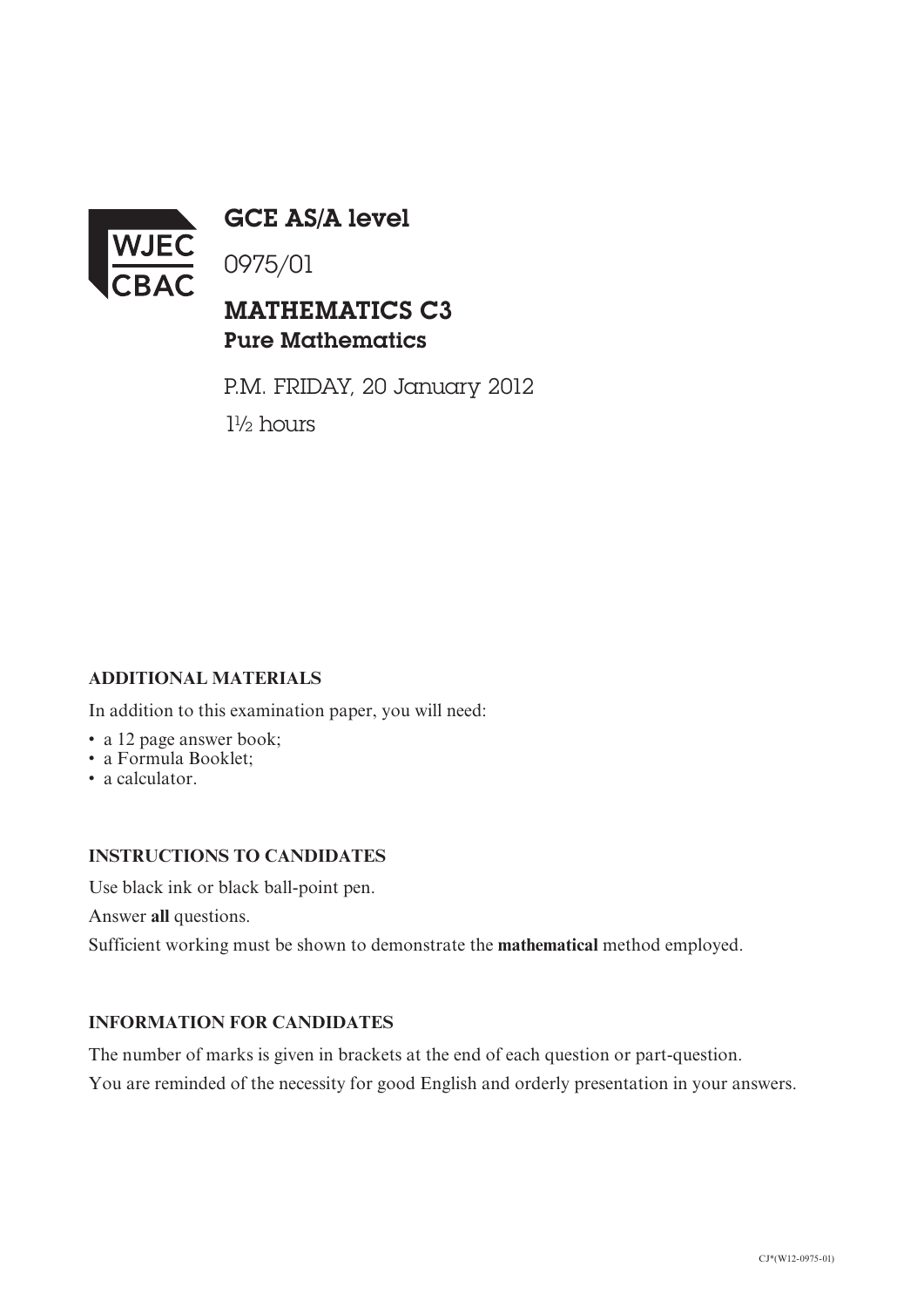WJEC CBAC

# GCE AS/A level

0975/01

## MATHEMATICS C3
### Pure Mathematics

P.M. FRIDAY, 20 January 2012

1½ hours

**ADDITIONAL MATERIALS**

In addition to this examination paper, you will need:

- a 12 page answer book;
- a Formula Booklet;
- a calculator.

**INSTRUCTIONS TO CANDIDATES**

Use black ink or black ball-point pen.

Answer **all** questions.

Sufficient working must be shown to demonstrate the **mathematical** method employed.

**INFORMATION FOR CANDIDATES**

The number of marks is given in brackets at the end of each question or part-question.

You are reminded of the necessity for good English and orderly presentation in your answers.

CJ*(W12-0975-01)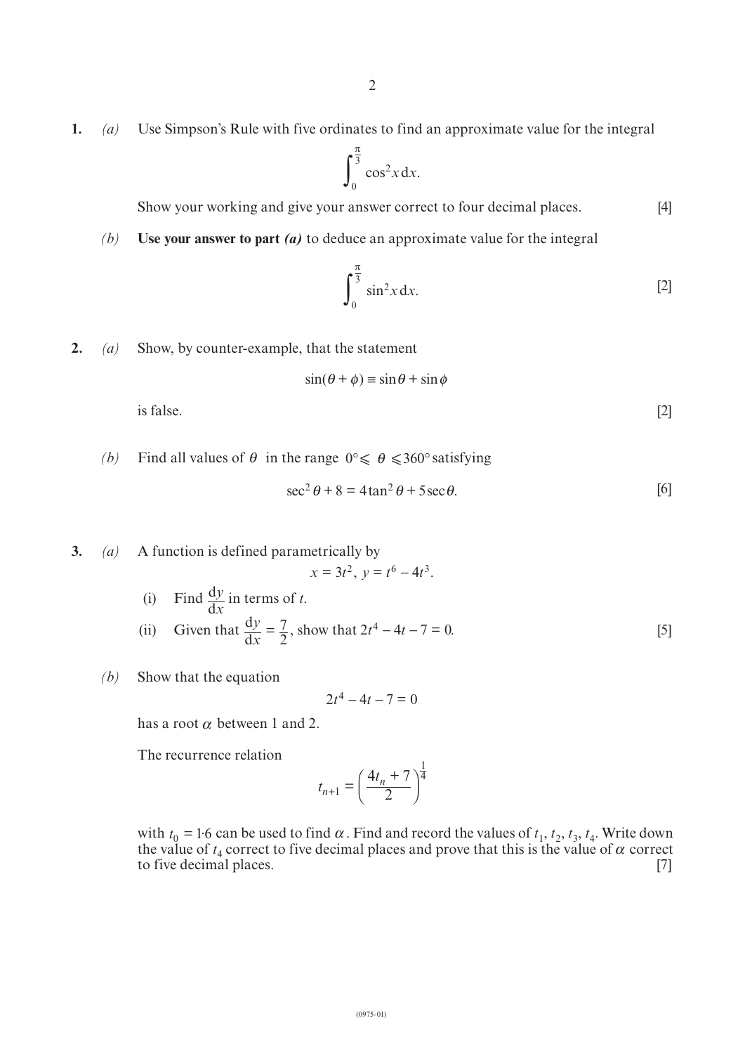**1.** *(a)* Use Simpson's Rule with five ordinates to find an approximate value for the integral

$$\int_0^{\frac{\pi}{3}} \cos^2 x \, dx.$$

Show your working and give your answer correct to four decimal places. [4]

*(b)* **Use your answer to part *(a)*** to deduce an approximate value for the integral

$$\int_0^{\frac{\pi}{3}} \sin^2 x \, dx.$$ [2]

**2.** *(a)* Show, by counter-example, that the statement

$$\sin(\theta + \phi) \equiv \sin\theta + \sin\phi$$

is false. [2]

*(b)* Find all values of $\theta$ in the range $0° \leqslant \theta \leqslant 360°$ satisfying

$$\sec^2\theta + 8 = 4\tan^2\theta + 5\sec\theta.$$ [6]

**3.** *(a)* A function is defined parametrically by

$$x = 3t^2, \; y = t^6 - 4t^3.$$

(i) Find $\frac{dy}{dx}$ in terms of $t$.

(ii) Given that $\frac{dy}{dx} = \frac{7}{2}$, show that $2t^4 - 4t - 7 = 0$. [5]

*(b)* Show that the equation

$$2t^4 - 4t - 7 = 0$$

has a root $\alpha$ between 1 and 2.

The recurrence relation

$$t_{n+1} = \left(\frac{4t_n + 7}{2}\right)^{\frac{1}{4}}$$

with $t_0 = 1{\cdot}6$ can be used to find $\alpha$. Find and record the values of $t_1, t_2, t_3, t_4$. Write down the value of $t_4$ correct to five decimal places and prove that this is the value of $\alpha$ correct to five decimal places. [7]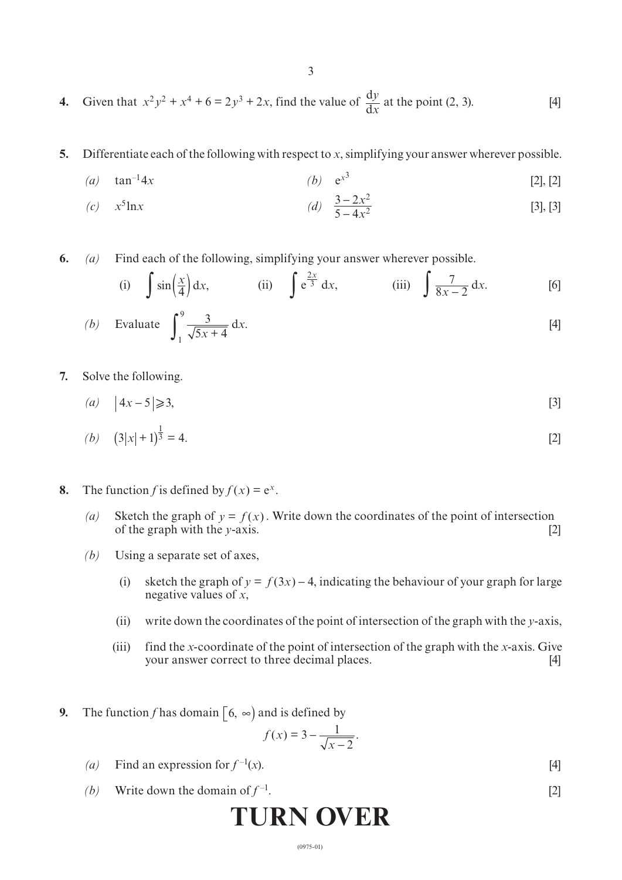**4.** Given that $x^2y^2 + x^4 + 6 = 2y^3 + 2x$, find the value of $\dfrac{\mathrm{d}y}{\mathrm{d}x}$ at the point (2, 3). [4]

**5.** Differentiate each of the following with respect to $x$, simplifying your answer wherever possible.

*(a)* $\tan^{-1}4x$ &nbsp;&nbsp;&nbsp;&nbsp; *(b)* $\mathrm{e}^{x^3}$ [2], [2]

*(c)* $x^5\ln x$ &nbsp;&nbsp;&nbsp;&nbsp; *(d)* $\dfrac{3-2x^2}{5-4x^2}$ [3], [3]

**6.** *(a)* Find each of the following, simplifying your answer wherever possible.

(i) $\displaystyle\int \sin\left(\frac{x}{4}\right)\mathrm{d}x$, &nbsp;&nbsp;&nbsp;&nbsp; (ii) $\displaystyle\int \mathrm{e}^{\frac{2x}{3}}\,\mathrm{d}x$, &nbsp;&nbsp;&nbsp;&nbsp; (iii) $\displaystyle\int \frac{7}{8x-2}\,\mathrm{d}x$. [6]

*(b)* Evaluate $\displaystyle\int_1^9 \frac{3}{\sqrt{5x+4}}\,\mathrm{d}x$. [4]

**7.** Solve the following.

*(a)* $|4x-5| \geqslant 3$, [3]

*(b)* $(3|x|+1)^{\frac{1}{3}} = 4$. [2]

**8.** The function $f$ is defined by $f(x) = \mathrm{e}^x$.

*(a)* Sketch the graph of $y = f(x)$. Write down the coordinates of the point of intersection of the graph with the $y$-axis. [2]

*(b)* Using a separate set of axes,

(i) sketch the graph of $y = f(3x) - 4$, indicating the behaviour of your graph for large negative values of $x$,

(ii) write down the coordinates of the point of intersection of the graph with the $y$-axis,

(iii) find the $x$-coordinate of the point of intersection of the graph with the $x$-axis. Give your answer correct to three decimal places. [4]

**9.** The function $f$ has domain $[6, \infty)$ and is defined by

$$f(x) = 3 - \frac{1}{\sqrt{x-2}}.$$

*(a)* Find an expression for $f^{-1}(x)$. [4]

*(b)* Write down the domain of $f^{-1}$. [2]

# TURN OVER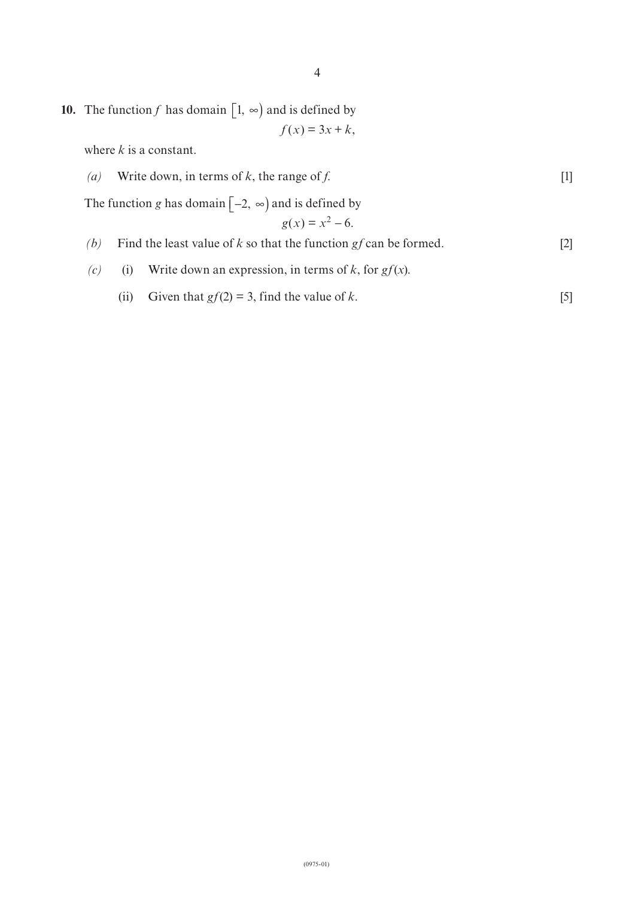**10.** The function $f$ has domain $[1, \infty)$ and is defined by

$$f(x) = 3x + k,$$

where $k$ is a constant.

*(a)* Write down, in terms of $k$, the range of $f$. [1]

The function $g$ has domain $[-2, \infty)$ and is defined by

$$g(x) = x^2 - 6.$$

*(b)* Find the least value of $k$ so that the function $gf$ can be formed. [2]

*(c)* (i) Write down an expression, in terms of $k$, for $gf(x)$.

(ii) Given that $gf(2) = 3$, find the value of $k$. [5]

(0975-01)